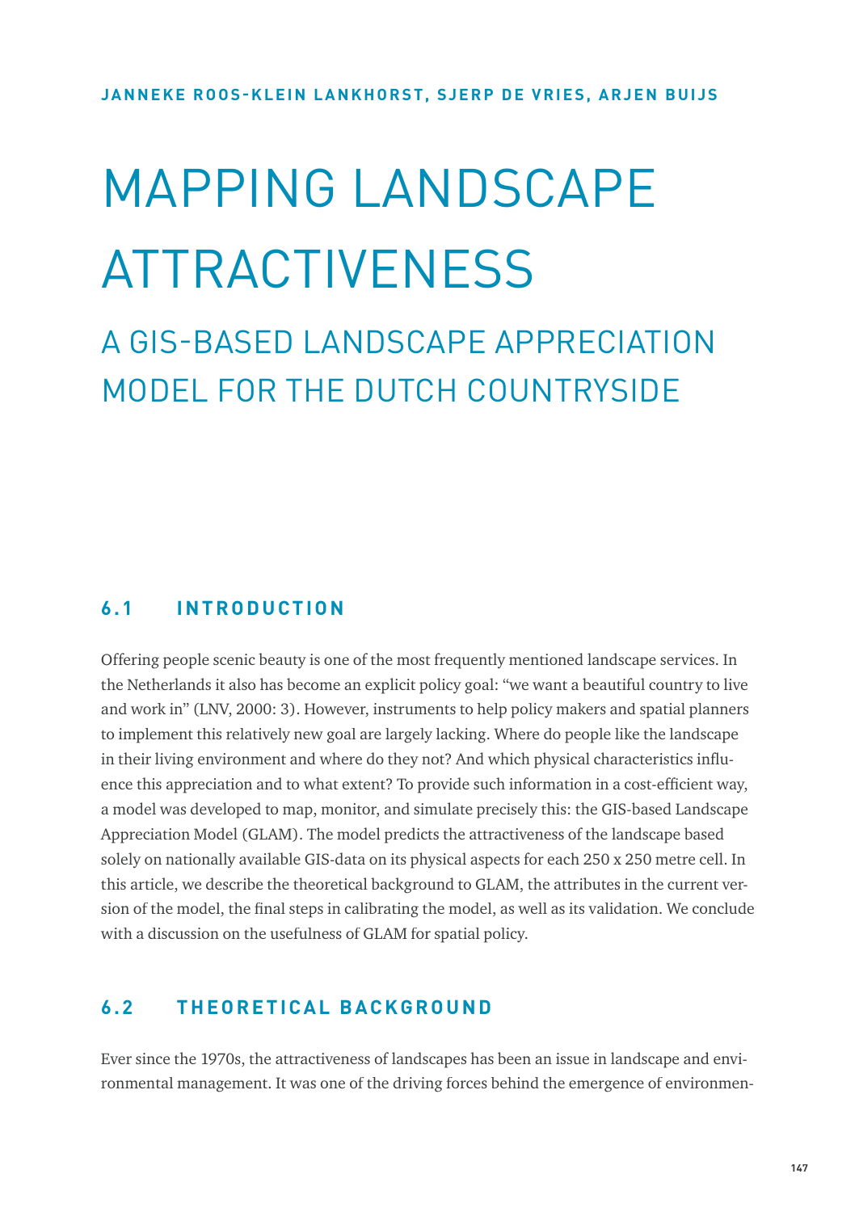JANNEKE ROOS-KLEIN LANKHORST, SJERP DE VRIES, ARJEN BUIJS

# MAPPING LANDSCAPE ATTRACTIVENESS

## A GIS-BASED LANDSCAPE APPRECIATION MODEL FOR THE DUTCH COUNTRYSIDE

### 6.1 INTRODUCTION

Offering people scenic beauty is one of the most frequently mentioned landscape services. In the Netherlands it also has become an explicit policy goal: "we want a beautiful country to live and work in" (LNV, 2000: 3). However, instruments to help policy makers and spatial planners to implement this relatively new goal are largely lacking. Where do people like the landscape in their living environment and where do they not? And which physical characteristics influence this appreciation and to what extent? To provide such information in a cost-efficient way, a model was developed to map, monitor, and simulate precisely this: the GIS-based Landscape Appreciation Model (GLAM). The model predicts the attractiveness of the landscape based solely on nationally available GIS-data on its physical aspects for each 250 x 250 metre cell. In this article, we describe the theoretical background to GLAM, the attributes in the current version of the model, the final steps in calibrating the model, as well as its validation. We conclude with a discussion on the usefulness of GLAM for spatial policy.

### 6.2 THEORETICAL BACKGROUND

Ever since the 1970s, the attractiveness of landscapes has been an issue in landscape and environmental management. It was one of the driving forces behind the emergence of environmen-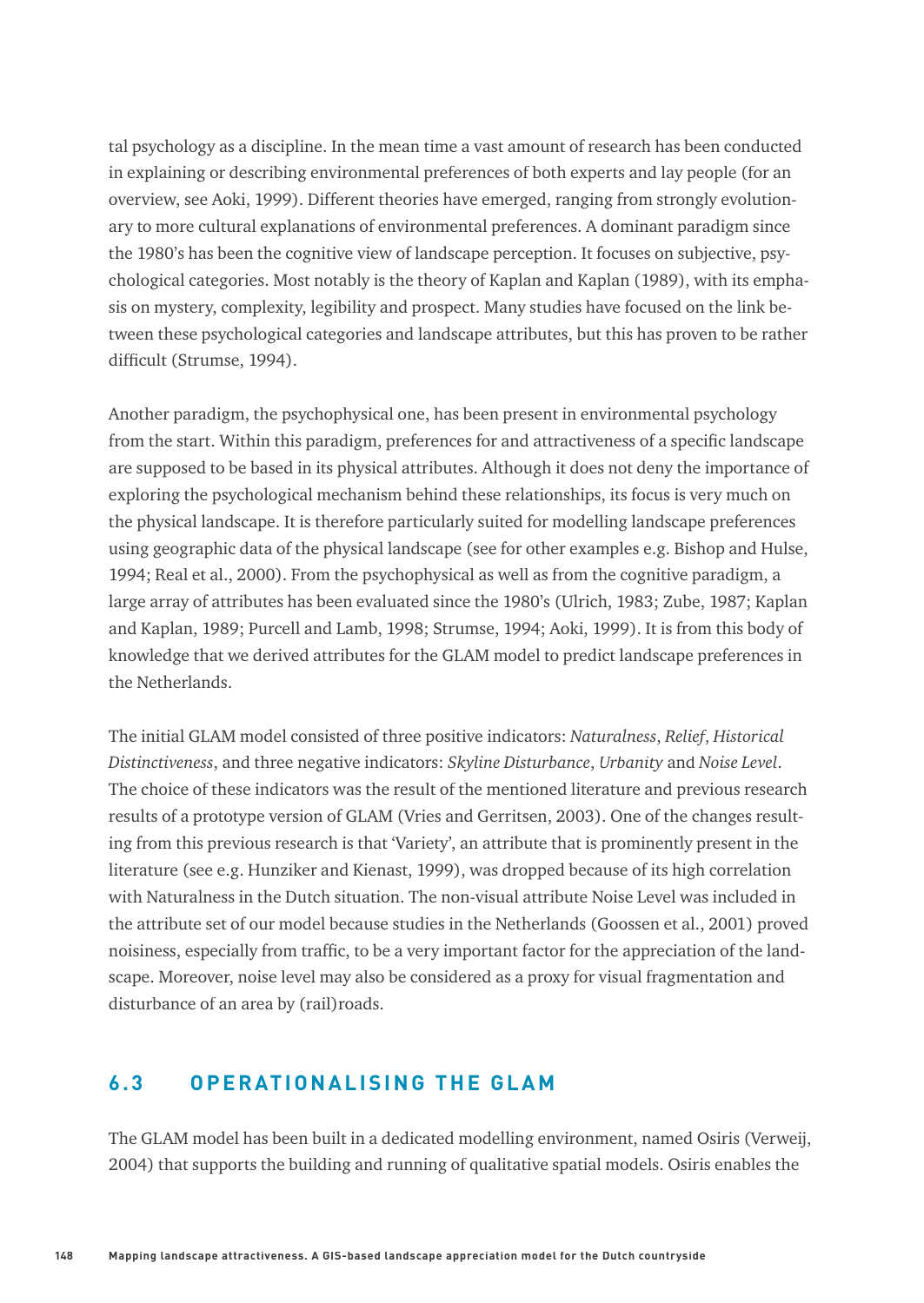tal psychology as a discipline. In the mean time a vast amount of research has been conducted in explaining or describing environmental preferences of both experts and lay people (for an overview, see Aoki, 1999). Different theories have emerged, ranging from strongly evolutionary to more cultural explanations of environmental preferences. A dominant paradigm since the 1980's has been the cognitive view of landscape perception. It focuses on subjective, psychological categories. Most notably is the theory of Kaplan and Kaplan (1989), with its emphasis on mystery, complexity, legibility and prospect. Many studies have focused on the link between these psychological categories and landscape attributes, but this has proven to be rather difficult (Strumse, 1994).

Another paradigm, the psychophysical one, has been present in environmental psychology from the start. Within this paradigm, preferences for and attractiveness of a specific landscape are supposed to be based in its physical attributes. Although it does not deny the importance of exploring the psychological mechanism behind these relationships, its focus is very much on the physical landscape. It is therefore particularly suited for modelling landscape preferences using geographic data of the physical landscape (see for other examples e.g. Bishop and Hulse, 1994; Real et al., 2000). From the psychophysical as well as from the cognitive paradigm, a large array of attributes has been evaluated since the 1980's (Ulrich, 1983; Zube, 1987; Kaplan and Kaplan, 1989; Purcell and Lamb, 1998; Strumse, 1994; Aoki, 1999). It is from this body of knowledge that we derived attributes for the GLAM model to predict landscape preferences in the Netherlands.

The initial GLAM model consisted of three positive indicators: *Naturalness*, *Relief*, *Historical Distinctiveness*, and three negative indicators: *Skyline Disturbance*, *Urbanity* and *Noise Level*. The choice of these indicators was the result of the mentioned literature and previous research results of a prototype version of GLAM (Vries and Gerritsen, 2003). One of the changes resulting from this previous research is that 'Variety', an attribute that is prominently present in the literature (see e.g. Hunziker and Kienast, 1999), was dropped because of its high correlation with Naturalness in the Dutch situation. The non-visual attribute Noise Level was included in the attribute set of our model because studies in the Netherlands (Goossen et al., 2001) proved noisiness, especially from traffic, to be a very important factor for the appreciation of the landscape. Moreover, noise level may also be considered as a proxy for visual fragmentation and disturbance of an area by (rail)roads.

## 6.3 OPERATIONALISING THE GLAM

The GLAM model has been built in a dedicated modelling environment, named Osiris (Verweij, 2004) that supports the building and running of qualitative spatial models. Osiris enables the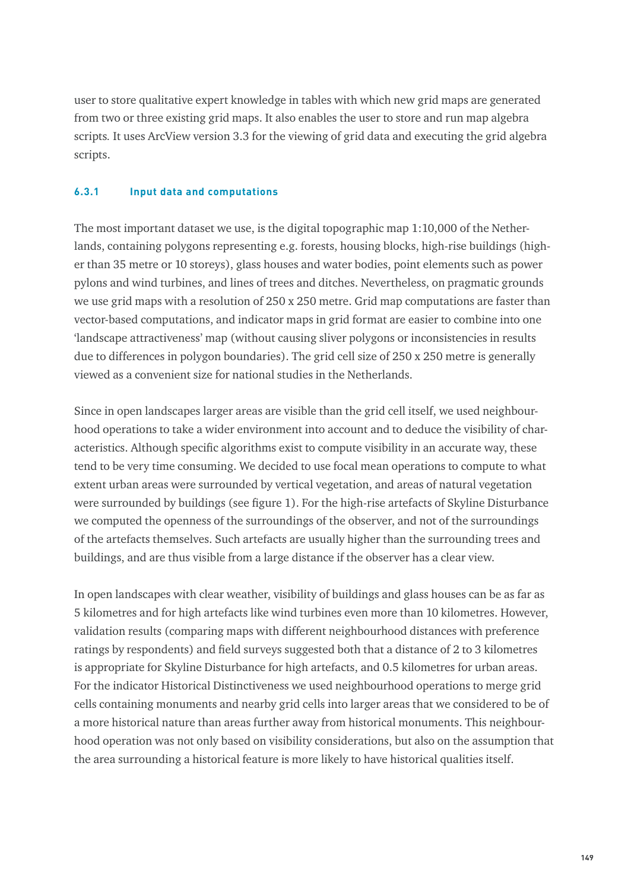user to store qualitative expert knowledge in tables with which new grid maps are generated from two or three existing grid maps. It also enables the user to store and run map algebra scripts. It uses ArcView version 3.3 for the viewing of grid data and executing the grid algebra scripts.

### 6.3.1 Input data and computations

The most important dataset we use, is the digital topographic map 1:10,000 of the Netherlands, containing polygons representing e.g. forests, housing blocks, high-rise buildings (higher than 35 metre or 10 storeys), glass houses and water bodies, point elements such as power pylons and wind turbines, and lines of trees and ditches. Nevertheless, on pragmatic grounds we use grid maps with a resolution of 250 x 250 metre. Grid map computations are faster than vector-based computations, and indicator maps in grid format are easier to combine into one 'landscape attractiveness' map (without causing sliver polygons or inconsistencies in results due to differences in polygon boundaries). The grid cell size of 250 x 250 metre is generally viewed as a convenient size for national studies in the Netherlands.

Since in open landscapes larger areas are visible than the grid cell itself, we used neighbourhood operations to take a wider environment into account and to deduce the visibility of characteristics. Although specific algorithms exist to compute visibility in an accurate way, these tend to be very time consuming. We decided to use focal mean operations to compute to what extent urban areas were surrounded by vertical vegetation, and areas of natural vegetation were surrounded by buildings (see figure 1). For the high-rise artefacts of Skyline Disturbance we computed the openness of the surroundings of the observer, and not of the surroundings of the artefacts themselves. Such artefacts are usually higher than the surrounding trees and buildings, and are thus visible from a large distance if the observer has a clear view.

In open landscapes with clear weather, visibility of buildings and glass houses can be as far as 5 kilometres and for high artefacts like wind turbines even more than 10 kilometres. However, validation results (comparing maps with different neighbourhood distances with preference ratings by respondents) and field surveys suggested both that a distance of 2 to 3 kilometres is appropriate for Skyline Disturbance for high artefacts, and 0.5 kilometres for urban areas. For the indicator Historical Distinctiveness we used neighbourhood operations to merge grid cells containing monuments and nearby grid cells into larger areas that we considered to be of a more historical nature than areas further away from historical monuments. This neighbourhood operation was not only based on visibility considerations, but also on the assumption that the area surrounding a historical feature is more likely to have historical qualities itself.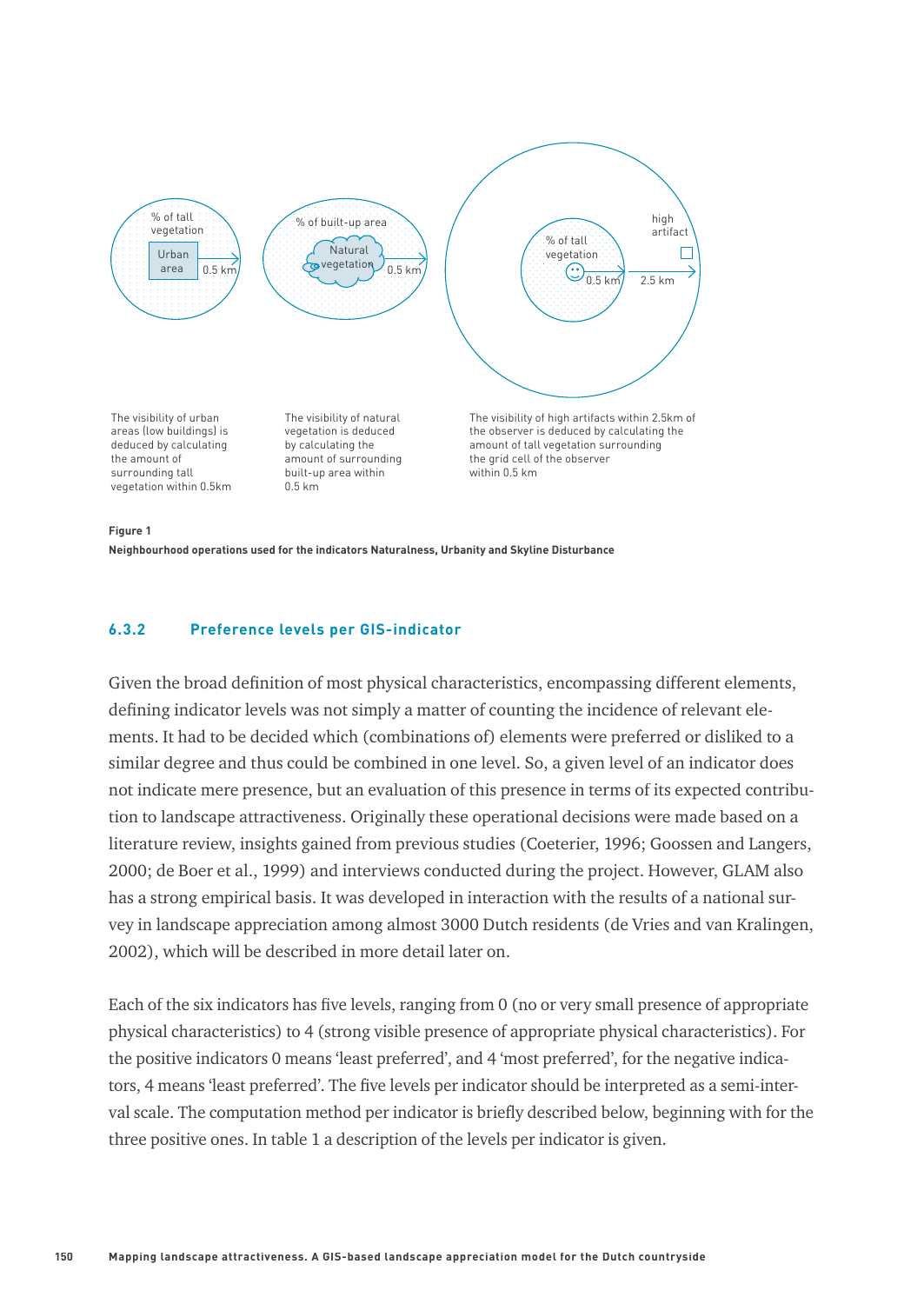% of tall vegetation

Urban area

0.5 km

% of built-up area

Natural vegetation

0.5 km

% of tall vegetation

high artifact

0.5 km

2.5 km

The visibility of urban areas (low buildings) is deduced by calculating the amount of surrounding tall vegetation within 0.5km

The visibility of natural vegetation is deduced by calculating the amount of surrounding built-up area within 0.5 km

The visibility of high artifacts within 2.5km of the observer is deduced by calculating the amount of tall vegetation surrounding the grid cell of the observer within 0.5 km

**Figure 1**
**Neighbourhood operations used for the indicators Naturalness, Urbanity and Skyline Disturbance**

### 6.3.2 Preference levels per GIS-indicator

Given the broad definition of most physical characteristics, encompassing different elements, defining indicator levels was not simply a matter of counting the incidence of relevant elements. It had to be decided which (combinations of) elements were preferred or disliked to a similar degree and thus could be combined in one level. So, a given level of an indicator does not indicate mere presence, but an evaluation of this presence in terms of its expected contribution to landscape attractiveness. Originally these operational decisions were made based on a literature review, insights gained from previous studies (Coeterier, 1996; Goossen and Langers, 2000; de Boer et al., 1999) and interviews conducted during the project. However, GLAM also has a strong empirical basis. It was developed in interaction with the results of a national survey in landscape appreciation among almost 3000 Dutch residents (de Vries and van Kralingen, 2002), which will be described in more detail later on.

Each of the six indicators has five levels, ranging from 0 (no or very small presence of appropriate physical characteristics) to 4 (strong visible presence of appropriate physical characteristics). For the positive indicators 0 means 'least preferred', and 4 'most preferred', for the negative indicators, 4 means 'least preferred'. The five levels per indicator should be interpreted as a semi-interval scale. The computation method per indicator is briefly described below, beginning with for the three positive ones. In table 1 a description of the levels per indicator is given.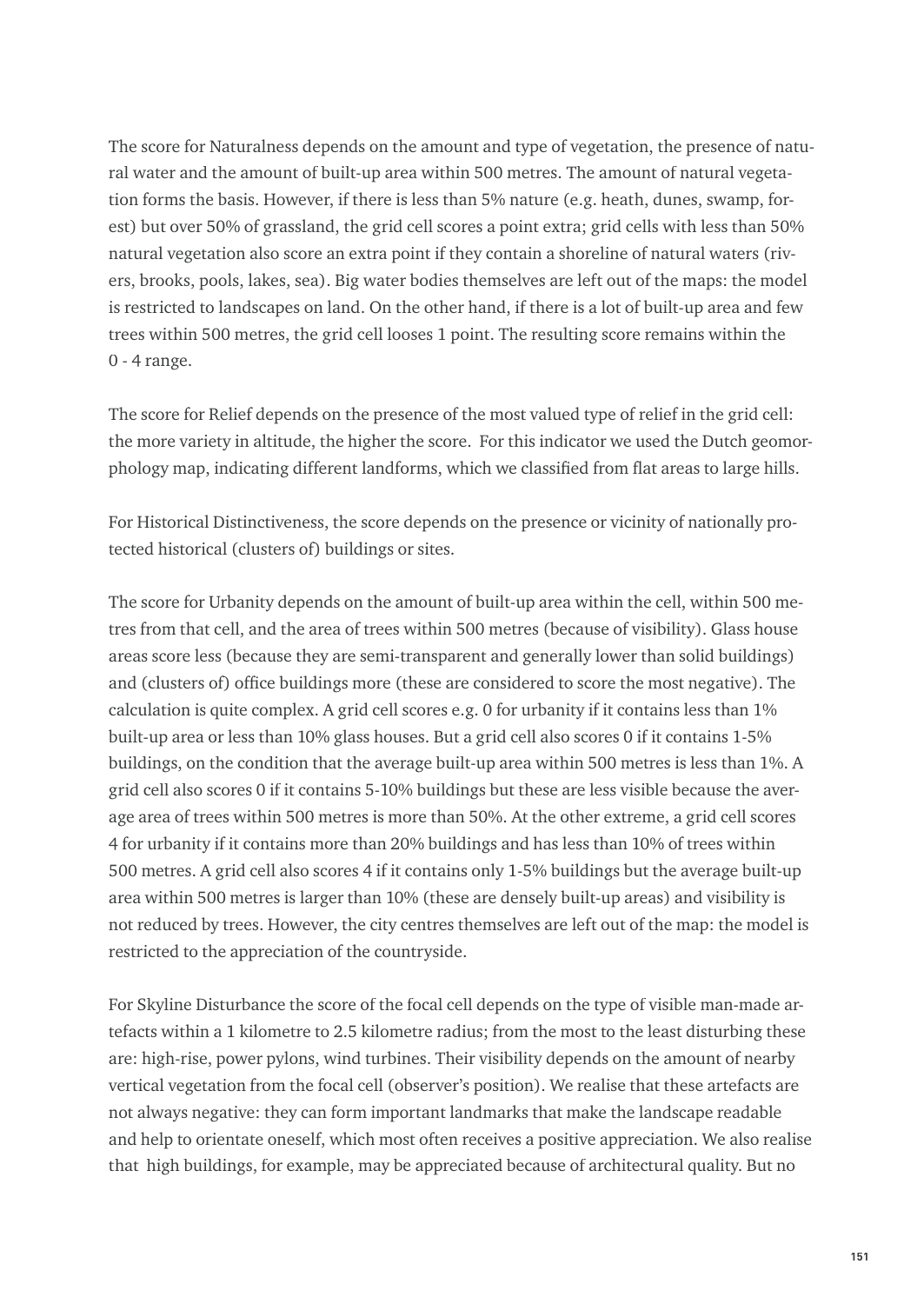The score for Naturalness depends on the amount and type of vegetation, the presence of natural water and the amount of built-up area within 500 metres. The amount of natural vegetation forms the basis. However, if there is less than 5% nature (e.g. heath, dunes, swamp, forest) but over 50% of grassland, the grid cell scores a point extra; grid cells with less than 50% natural vegetation also score an extra point if they contain a shoreline of natural waters (rivers, brooks, pools, lakes, sea). Big water bodies themselves are left out of the maps: the model is restricted to landscapes on land. On the other hand, if there is a lot of built-up area and few trees within 500 metres, the grid cell looses 1 point. The resulting score remains within the 0 - 4 range.

The score for Relief depends on the presence of the most valued type of relief in the grid cell: the more variety in altitude, the higher the score. For this indicator we used the Dutch geomorphology map, indicating different landforms, which we classified from flat areas to large hills.

For Historical Distinctiveness, the score depends on the presence or vicinity of nationally protected historical (clusters of) buildings or sites.

The score for Urbanity depends on the amount of built-up area within the cell, within 500 metres from that cell, and the area of trees within 500 metres (because of visibility). Glass house areas score less (because they are semi-transparent and generally lower than solid buildings) and (clusters of) office buildings more (these are considered to score the most negative). The calculation is quite complex. A grid cell scores e.g. 0 for urbanity if it contains less than 1% built-up area or less than 10% glass houses. But a grid cell also scores 0 if it contains 1-5% buildings, on the condition that the average built-up area within 500 metres is less than 1%. A grid cell also scores 0 if it contains 5-10% buildings but these are less visible because the average area of trees within 500 metres is more than 50%. At the other extreme, a grid cell scores 4 for urbanity if it contains more than 20% buildings and has less than 10% of trees within 500 metres. A grid cell also scores 4 if it contains only 1-5% buildings but the average built-up area within 500 metres is larger than 10% (these are densely built-up areas) and visibility is not reduced by trees. However, the city centres themselves are left out of the map: the model is restricted to the appreciation of the countryside.

For Skyline Disturbance the score of the focal cell depends on the type of visible man-made artefacts within a 1 kilometre to 2.5 kilometre radius; from the most to the least disturbing these are: high-rise, power pylons, wind turbines. Their visibility depends on the amount of nearby vertical vegetation from the focal cell (observer's position). We realise that these artefacts are not always negative: they can form important landmarks that make the landscape readable and help to orientate oneself, which most often receives a positive appreciation. We also realise that high buildings, for example, may be appreciated because of architectural quality. But no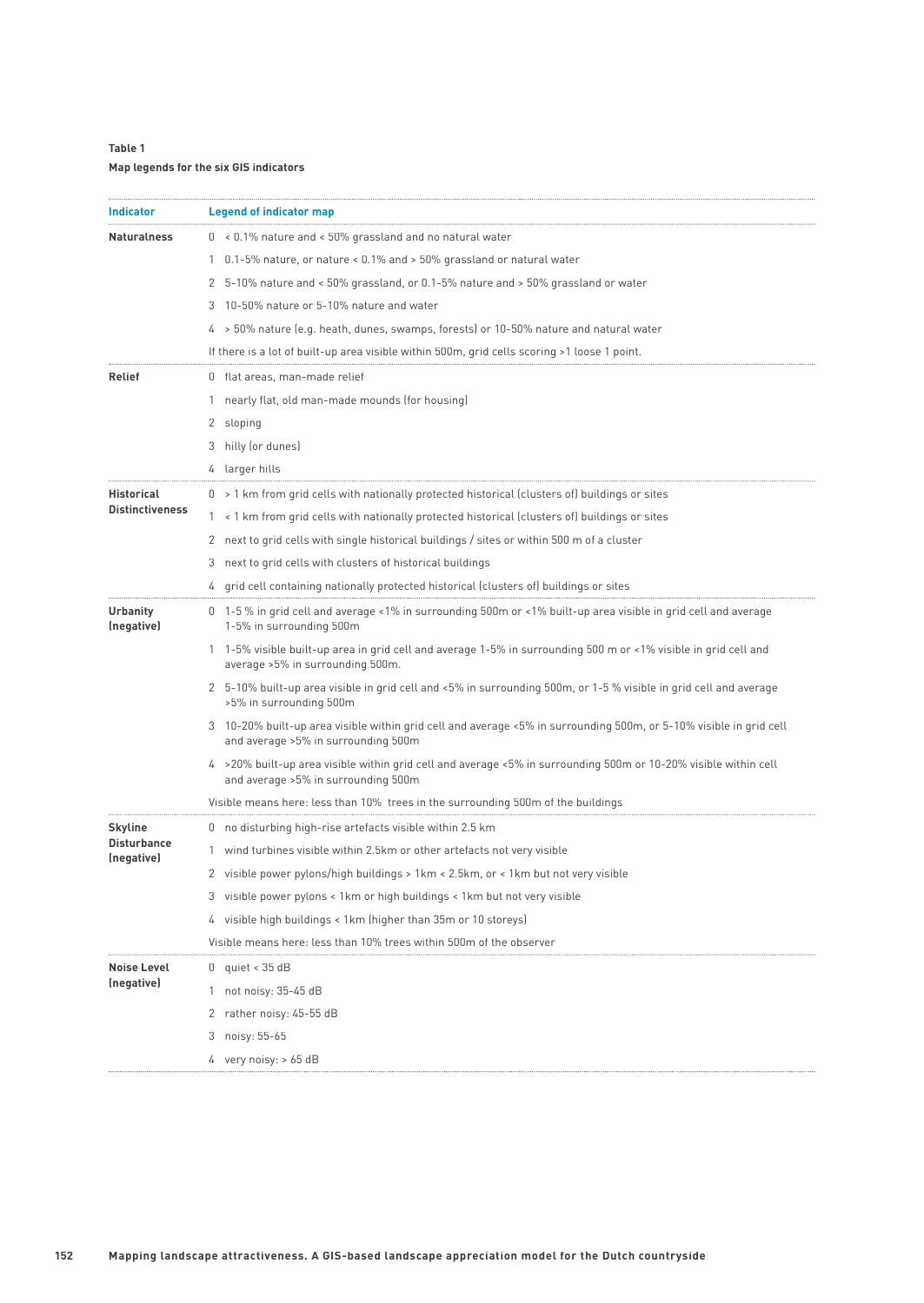**Table 1**

**Map legends for the six GIS indicators**

| Indicator | Legend of indicator map |
|---|---|
| **Naturalness** | 0 < 0.1% nature and < 50% grassland and no natural water |
| | 1 0.1-5% nature, or nature < 0.1% and > 50% grassland or natural water |
| | 2 5-10% nature and < 50% grassland, or 0.1-5% nature and > 50% grassland or water |
| | 3 10-50% nature or 5-10% nature and water |
| | 4 > 50% nature (e.g. heath, dunes, swamps, forests) or 10-50% nature and natural water |
| | If there is a lot of built-up area visible within 500m, grid cells scoring >1 loose 1 point. |
| **Relief** | 0 flat areas, man-made relief |
| | 1 nearly flat, old man-made mounds (for housing) |
| | 2 sloping |
| | 3 hilly (or dunes) |
| | 4 larger hills |
| **Historical Distinctiveness** | 0 > 1 km from grid cells with nationally protected historical (clusters of) buildings or sites |
| | 1 < 1 km from grid cells with nationally protected historical (clusters of) buildings or sites |
| | 2 next to grid cells with single historical buildings / sites or within 500 m of a cluster |
| | 3 next to grid cells with clusters of historical buildings |
| | 4 grid cell containing nationally protected historical (clusters of) buildings or sites |
| **Urbanity (negative)** | 0 1-5 % in grid cell and average <1% in surrounding 500m or <1% built-up area visible in grid cell and average 1-5% in surrounding 500m |
| | 1 1-5% visible built-up area in grid cell and average 1-5% in surrounding 500 m or <1% visible in grid cell and average >5% in surrounding 500m. |
| | 2 5-10% built-up area visible in grid cell and <5% in surrounding 500m, or 1-5 % visible in grid cell and average >5% in surrounding 500m |
| | 3 10-20% built-up area visible within grid cell and average <5% in surrounding 500m, or 5-10% visible in grid cell and average >5% in surrounding 500m |
| | 4 >20% built-up area visible within grid cell and average <5% in surrounding 500m or 10-20% visible within cell and average >5% in surrounding 500m |
| | Visible means here: less than 10% trees in the surrounding 500m of the buildings |
| **Skyline Disturbance (negative)** | 0 no disturbing high-rise artefacts visible within 2.5 km |
| | 1 wind turbines visible within 2.5km or other artefacts not very visible |
| | 2 visible power pylons/high buildings > 1km < 2.5km, or < 1km but not very visible |
| | 3 visible power pylons < 1km or high buildings < 1km but not very visible |
| | 4 visible high buildings < 1km (higher than 35m or 10 storeys) |
| | Visible means here: less than 10% trees within 500m of the observer |
| **Noise Level (negative)** | 0 quiet < 35 dB |
| | 1 not noisy: 35-45 dB |
| | 2 rather noisy: 45-55 dB |
| | 3 noisy: 55-65 |
| | 4 very noisy: > 65 dB |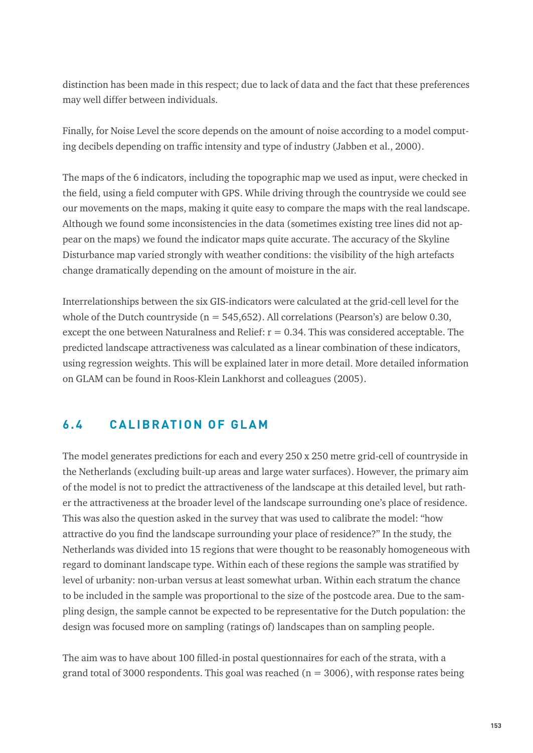distinction has been made in this respect; due to lack of data and the fact that these preferences may well differ between individuals.

Finally, for Noise Level the score depends on the amount of noise according to a model computing decibels depending on traffic intensity and type of industry (Jabben et al., 2000).

The maps of the 6 indicators, including the topographic map we used as input, were checked in the field, using a field computer with GPS. While driving through the countryside we could see our movements on the maps, making it quite easy to compare the maps with the real landscape. Although we found some inconsistencies in the data (sometimes existing tree lines did not appear on the maps) we found the indicator maps quite accurate. The accuracy of the Skyline Disturbance map varied strongly with weather conditions: the visibility of the high artefacts change dramatically depending on the amount of moisture in the air.

Interrelationships between the six GIS-indicators were calculated at the grid-cell level for the whole of the Dutch countryside ($n = 545{,}652$). All correlations (Pearson's) are below 0.30, except the one between Naturalness and Relief: $r = 0.34$. This was considered acceptable. The predicted landscape attractiveness was calculated as a linear combination of these indicators, using regression weights. This will be explained later in more detail. More detailed information on GLAM can be found in Roos-Klein Lankhorst and colleagues (2005).

## 6.4 CALIBRATION OF GLAM

The model generates predictions for each and every 250 x 250 metre grid-cell of countryside in the Netherlands (excluding built-up areas and large water surfaces). However, the primary aim of the model is not to predict the attractiveness of the landscape at this detailed level, but rather the attractiveness at the broader level of the landscape surrounding one's place of residence. This was also the question asked in the survey that was used to calibrate the model: "how attractive do you find the landscape surrounding your place of residence?" In the study, the Netherlands was divided into 15 regions that were thought to be reasonably homogeneous with regard to dominant landscape type. Within each of these regions the sample was stratified by level of urbanity: non-urban versus at least somewhat urban. Within each stratum the chance to be included in the sample was proportional to the size of the postcode area. Due to the sampling design, the sample cannot be expected to be representative for the Dutch population: the design was focused more on sampling (ratings of) landscapes than on sampling people.

The aim was to have about 100 filled-in postal questionnaires for each of the strata, with a grand total of 3000 respondents. This goal was reached ($n = 3006$), with response rates being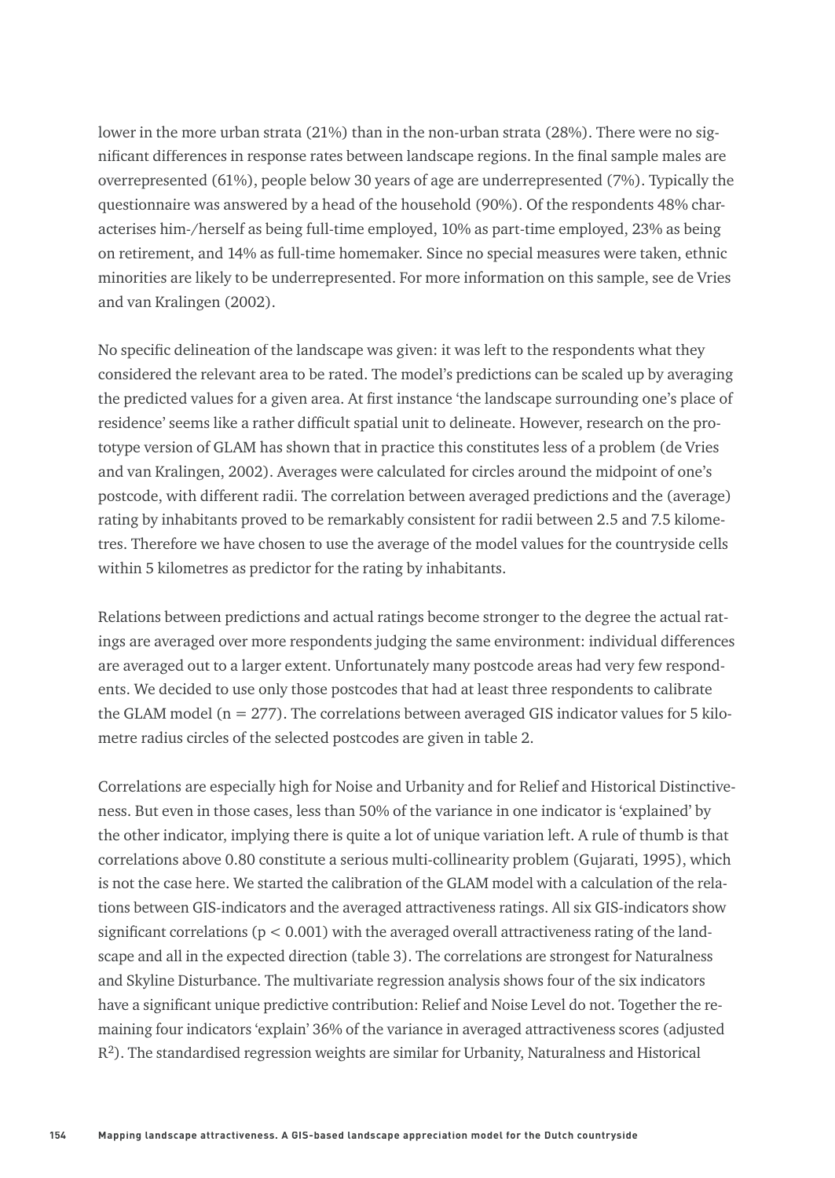lower in the more urban strata (21%) than in the non-urban strata (28%). There were no significant differences in response rates between landscape regions. In the final sample males are overrepresented (61%), people below 30 years of age are underrepresented (7%). Typically the questionnaire was answered by a head of the household (90%). Of the respondents 48% characterises him-/herself as being full-time employed, 10% as part-time employed, 23% as being on retirement, and 14% as full-time homemaker. Since no special measures were taken, ethnic minorities are likely to be underrepresented. For more information on this sample, see de Vries and van Kralingen (2002).

No specific delineation of the landscape was given: it was left to the respondents what they considered the relevant area to be rated. The model's predictions can be scaled up by averaging the predicted values for a given area. At first instance 'the landscape surrounding one's place of residence' seems like a rather difficult spatial unit to delineate. However, research on the prototype version of GLAM has shown that in practice this constitutes less of a problem (de Vries and van Kralingen, 2002). Averages were calculated for circles around the midpoint of one's postcode, with different radii. The correlation between averaged predictions and the (average) rating by inhabitants proved to be remarkably consistent for radii between 2.5 and 7.5 kilometres. Therefore we have chosen to use the average of the model values for the countryside cells within 5 kilometres as predictor for the rating by inhabitants.

Relations between predictions and actual ratings become stronger to the degree the actual ratings are averaged over more respondents judging the same environment: individual differences are averaged out to a larger extent. Unfortunately many postcode areas had very few respondents. We decided to use only those postcodes that had at least three respondents to calibrate the GLAM model ($n = 277$). The correlations between averaged GIS indicator values for 5 kilometre radius circles of the selected postcodes are given in table 2.

Correlations are especially high for Noise and Urbanity and for Relief and Historical Distinctiveness. But even in those cases, less than 50% of the variance in one indicator is 'explained' by the other indicator, implying there is quite a lot of unique variation left. A rule of thumb is that correlations above 0.80 constitute a serious multi-collinearity problem (Gujarati, 1995), which is not the case here. We started the calibration of the GLAM model with a calculation of the relations between GIS-indicators and the averaged attractiveness ratings. All six GIS-indicators show significant correlations ($p < 0.001$) with the averaged overall attractiveness rating of the landscape and all in the expected direction (table 3). The correlations are strongest for Naturalness and Skyline Disturbance. The multivariate regression analysis shows four of the six indicators have a significant unique predictive contribution: Relief and Noise Level do not. Together the remaining four indicators 'explain' 36% of the variance in averaged attractiveness scores (adjusted $R^2$). The standardised regression weights are similar for Urbanity, Naturalness and Historical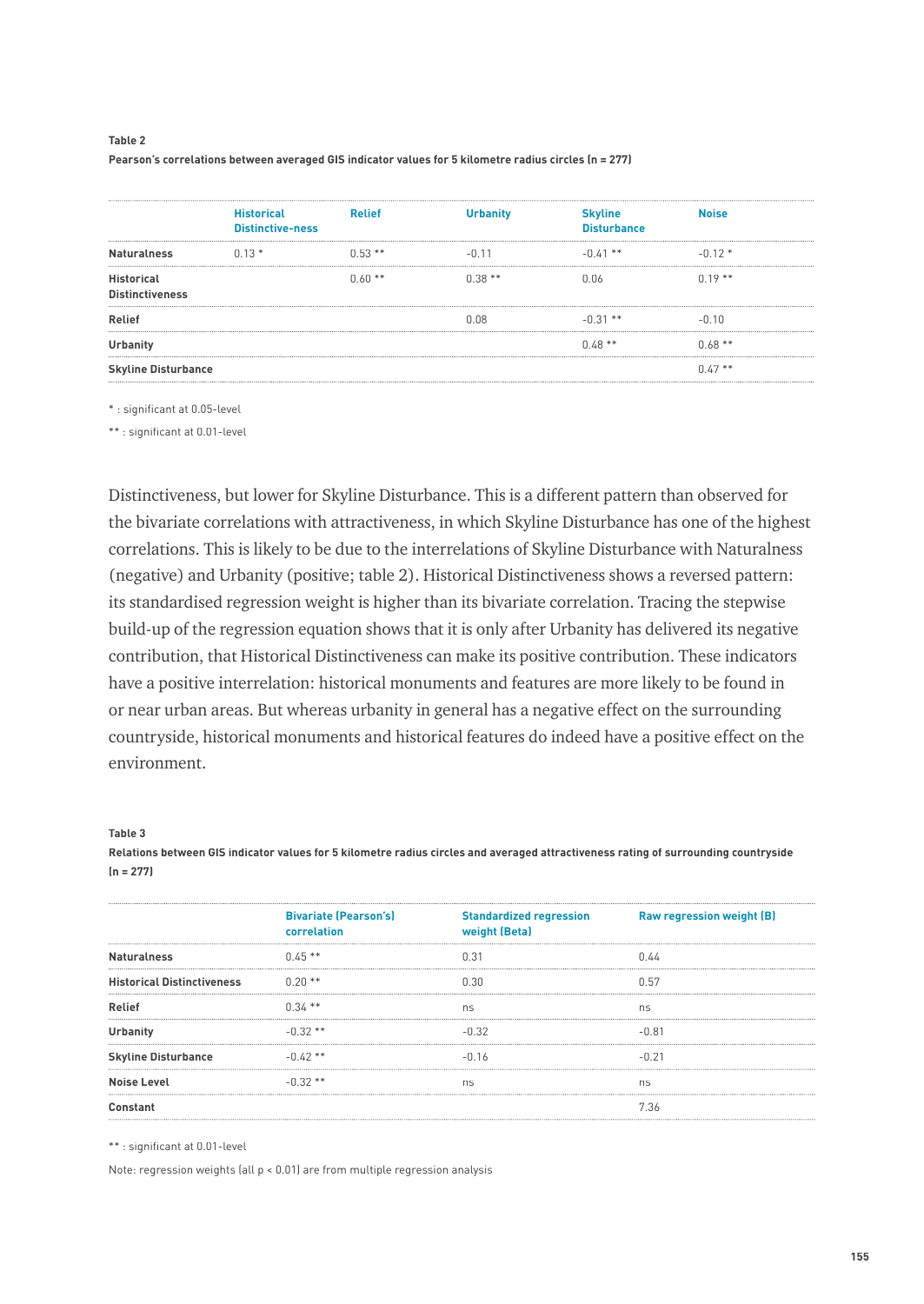**Table 2**

**Pearson's correlations between averaged GIS indicator values for 5 kilometre radius circles (n = 277)**

| | Historical Distinctive-ness | Relief | Urbanity | Skyline Disturbance | Noise |
|---|---|---|---|---|---|
| **Naturalness** | 0.13 * | 0.53 ** | -0.11 | -0.41 ** | -0.12 * |
| **Historical Distinctiveness** | | 0.60 ** | 0.38 ** | 0.06 | 0.19 ** |
| **Relief** | | | 0.08 | -0.31 ** | -0.10 |
| **Urbanity** | | | | 0.48 ** | 0.68 ** |
| **Skyline Disturbance** | | | | | 0.47 ** |

* : significant at 0.05-level

** : significant at 0.01-level

Distinctiveness, but lower for Skyline Disturbance. This is a different pattern than observed for the bivariate correlations with attractiveness, in which Skyline Disturbance has one of the highest correlations. This is likely to be due to the interrelations of Skyline Disturbance with Naturalness (negative) and Urbanity (positive; table 2). Historical Distinctiveness shows a reversed pattern: its standardised regression weight is higher than its bivariate correlation. Tracing the stepwise build-up of the regression equation shows that it is only after Urbanity has delivered its negative contribution, that Historical Distinctiveness can make its positive contribution. These indicators have a positive interrelation: historical monuments and features are more likely to be found in or near urban areas. But whereas urbanity in general has a negative effect on the surrounding countryside, historical monuments and historical features do indeed have a positive effect on the environment.

**Table 3**

**Relations between GIS indicator values for 5 kilometre radius circles and averaged attractiveness rating of surrounding countryside (n = 277)**

| | Bivariate (Pearson's) correlation | Standardized regression weight (Beta) | Raw regression weight (B) |
|---|---|---|---|
| **Naturalness** | 0.45 ** | 0.31 | 0.44 |
| **Historical Distinctiveness** | 0.20 ** | 0.30 | 0.57 |
| **Relief** | 0.34 ** | ns | ns |
| **Urbanity** | -0.32 ** | -0.32 | -0.81 |
| **Skyline Disturbance** | -0.42 ** | -0.16 | -0.21 |
| **Noise Level** | -0.32 ** | ns | ns |
| **Constant** | | | 7.36 |

** : significant at 0.01-level

Note: regression weights (all $p < 0.01$) are from multiple regression analysis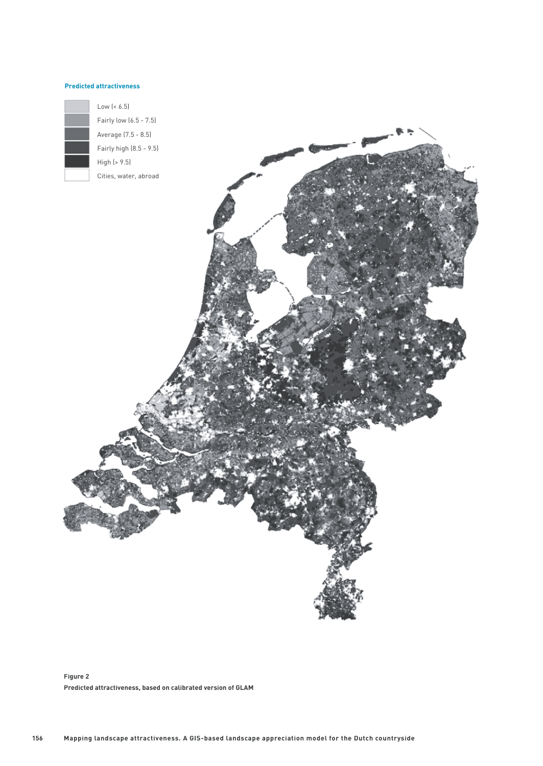**Predicted attractiveness**

- Low (< 6.5)
- Fairly low (6.5 - 7.5)
- Average (7.5 - 8.5)
- Fairly high (8.5 - 9.5)
- High (> 9.5)
- Cities, water, abroad

**Figure 2**
**Predicted attractiveness, based on calibrated version of GLAM**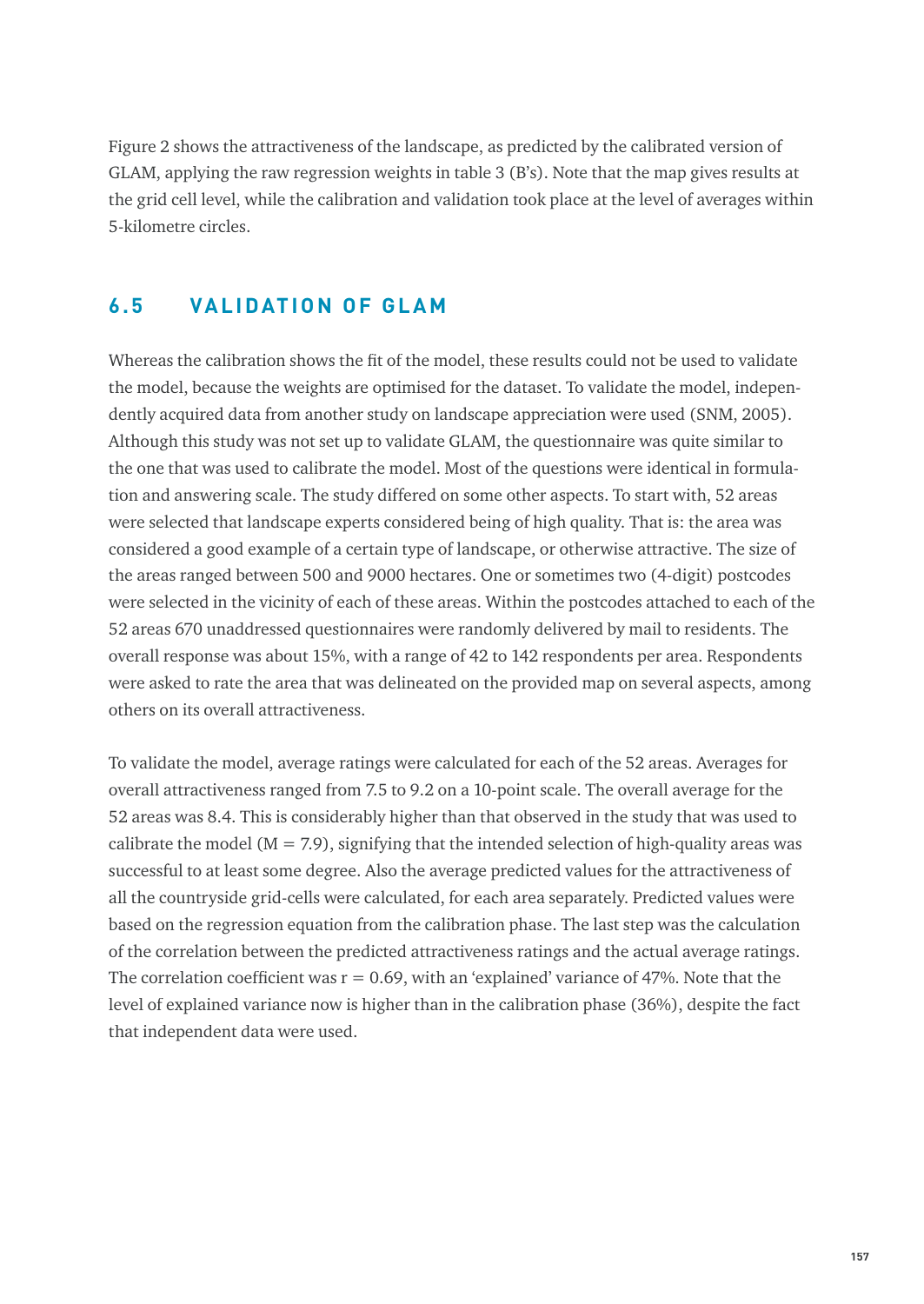Figure 2 shows the attractiveness of the landscape, as predicted by the calibrated version of GLAM, applying the raw regression weights in table 3 (B's). Note that the map gives results at the grid cell level, while the calibration and validation took place at the level of averages within 5-kilometre circles.

## 6.5 VALIDATION OF GLAM

Whereas the calibration shows the fit of the model, these results could not be used to validate the model, because the weights are optimised for the dataset. To validate the model, independently acquired data from another study on landscape appreciation were used (SNM, 2005). Although this study was not set up to validate GLAM, the questionnaire was quite similar to the one that was used to calibrate the model. Most of the questions were identical in formulation and answering scale. The study differed on some other aspects. To start with, 52 areas were selected that landscape experts considered being of high quality. That is: the area was considered a good example of a certain type of landscape, or otherwise attractive. The size of the areas ranged between 500 and 9000 hectares. One or sometimes two (4-digit) postcodes were selected in the vicinity of each of these areas. Within the postcodes attached to each of the 52 areas 670 unaddressed questionnaires were randomly delivered by mail to residents. The overall response was about 15%, with a range of 42 to 142 respondents per area. Respondents were asked to rate the area that was delineated on the provided map on several aspects, among others on its overall attractiveness.

To validate the model, average ratings were calculated for each of the 52 areas. Averages for overall attractiveness ranged from 7.5 to 9.2 on a 10-point scale. The overall average for the 52 areas was 8.4. This is considerably higher than that observed in the study that was used to calibrate the model ($M = 7.9$), signifying that the intended selection of high-quality areas was successful to at least some degree. Also the average predicted values for the attractiveness of all the countryside grid-cells were calculated, for each area separately. Predicted values were based on the regression equation from the calibration phase. The last step was the calculation of the correlation between the predicted attractiveness ratings and the actual average ratings. The correlation coefficient was $r = 0.69$, with an 'explained' variance of 47%. Note that the level of explained variance now is higher than in the calibration phase (36%), despite the fact that independent data were used.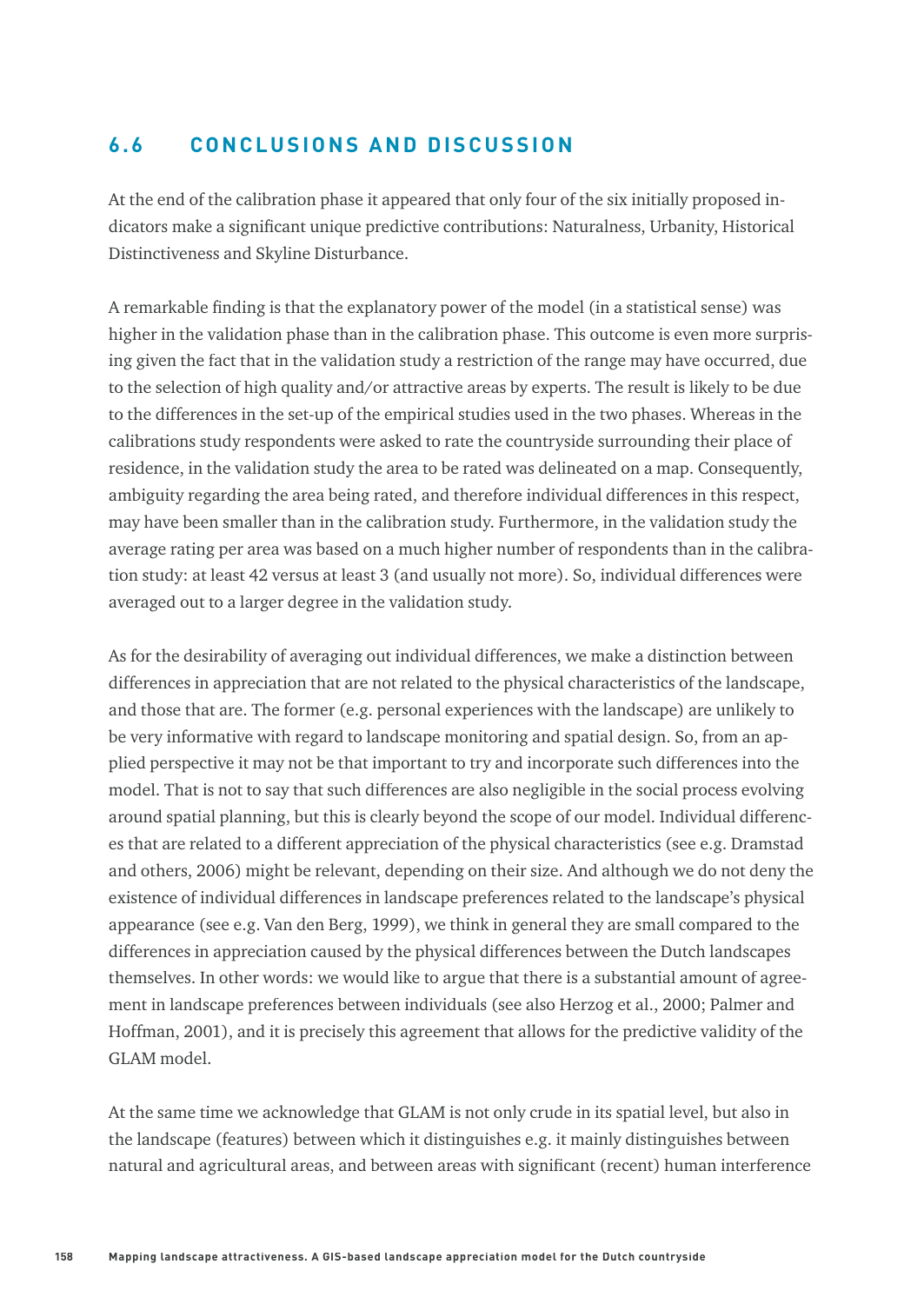## 6.6 CONCLUSIONS AND DISCUSSION

At the end of the calibration phase it appeared that only four of the six initially proposed indicators make a significant unique predictive contributions: Naturalness, Urbanity, Historical Distinctiveness and Skyline Disturbance.

A remarkable finding is that the explanatory power of the model (in a statistical sense) was higher in the validation phase than in the calibration phase. This outcome is even more surprising given the fact that in the validation study a restriction of the range may have occurred, due to the selection of high quality and/or attractive areas by experts. The result is likely to be due to the differences in the set-up of the empirical studies used in the two phases. Whereas in the calibrations study respondents were asked to rate the countryside surrounding their place of residence, in the validation study the area to be rated was delineated on a map. Consequently, ambiguity regarding the area being rated, and therefore individual differences in this respect, may have been smaller than in the calibration study. Furthermore, in the validation study the average rating per area was based on a much higher number of respondents than in the calibration study: at least 42 versus at least 3 (and usually not more). So, individual differences were averaged out to a larger degree in the validation study.

As for the desirability of averaging out individual differences, we make a distinction between differences in appreciation that are not related to the physical characteristics of the landscape, and those that are. The former (e.g. personal experiences with the landscape) are unlikely to be very informative with regard to landscape monitoring and spatial design. So, from an applied perspective it may not be that important to try and incorporate such differences into the model. That is not to say that such differences are also negligible in the social process evolving around spatial planning, but this is clearly beyond the scope of our model. Individual differences that are related to a different appreciation of the physical characteristics (see e.g. Dramstad and others, 2006) might be relevant, depending on their size. And although we do not deny the existence of individual differences in landscape preferences related to the landscape's physical appearance (see e.g. Van den Berg, 1999), we think in general they are small compared to the differences in appreciation caused by the physical differences between the Dutch landscapes themselves. In other words: we would like to argue that there is a substantial amount of agreement in landscape preferences between individuals (see also Herzog et al., 2000; Palmer and Hoffman, 2001), and it is precisely this agreement that allows for the predictive validity of the GLAM model.

At the same time we acknowledge that GLAM is not only crude in its spatial level, but also in the landscape (features) between which it distinguishes e.g. it mainly distinguishes between natural and agricultural areas, and between areas with significant (recent) human interference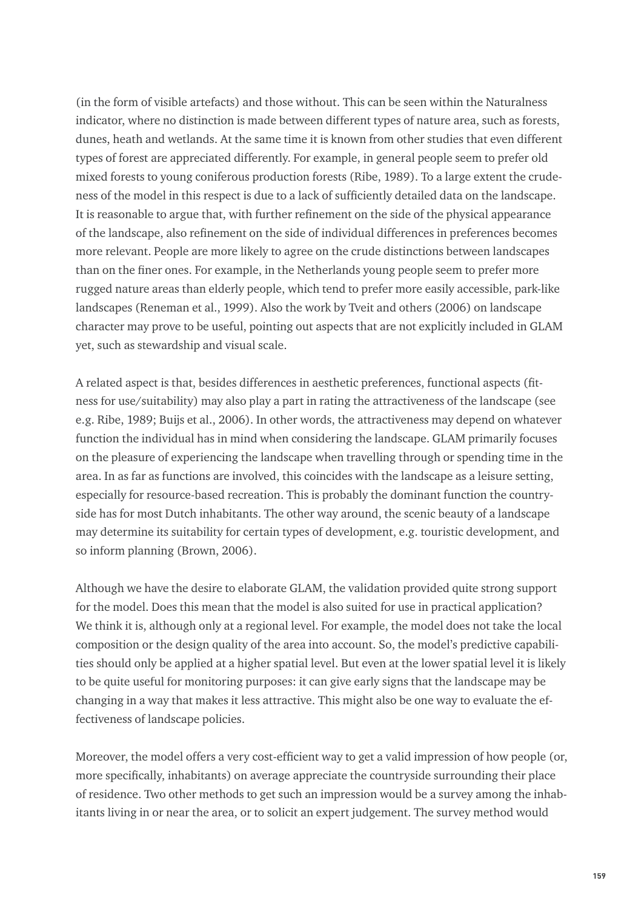(in the form of visible artefacts) and those without. This can be seen within the Naturalness indicator, where no distinction is made between different types of nature area, such as forests, dunes, heath and wetlands. At the same time it is known from other studies that even different types of forest are appreciated differently. For example, in general people seem to prefer old mixed forests to young coniferous production forests (Ribe, 1989). To a large extent the crudeness of the model in this respect is due to a lack of sufficiently detailed data on the landscape. It is reasonable to argue that, with further refinement on the side of the physical appearance of the landscape, also refinement on the side of individual differences in preferences becomes more relevant. People are more likely to agree on the crude distinctions between landscapes than on the finer ones. For example, in the Netherlands young people seem to prefer more rugged nature areas than elderly people, which tend to prefer more easily accessible, park-like landscapes (Reneman et al., 1999). Also the work by Tveit and others (2006) on landscape character may prove to be useful, pointing out aspects that are not explicitly included in GLAM yet, such as stewardship and visual scale.

A related aspect is that, besides differences in aesthetic preferences, functional aspects (fitness for use/suitability) may also play a part in rating the attractiveness of the landscape (see e.g. Ribe, 1989; Buijs et al., 2006). In other words, the attractiveness may depend on whatever function the individual has in mind when considering the landscape. GLAM primarily focuses on the pleasure of experiencing the landscape when travelling through or spending time in the area. In as far as functions are involved, this coincides with the landscape as a leisure setting, especially for resource-based recreation. This is probably the dominant function the countryside has for most Dutch inhabitants. The other way around, the scenic beauty of a landscape may determine its suitability for certain types of development, e.g. touristic development, and so inform planning (Brown, 2006).

Although we have the desire to elaborate GLAM, the validation provided quite strong support for the model. Does this mean that the model is also suited for use in practical application? We think it is, although only at a regional level. For example, the model does not take the local composition or the design quality of the area into account. So, the model's predictive capabilities should only be applied at a higher spatial level. But even at the lower spatial level it is likely to be quite useful for monitoring purposes: it can give early signs that the landscape may be changing in a way that makes it less attractive. This might also be one way to evaluate the effectiveness of landscape policies.

Moreover, the model offers a very cost-efficient way to get a valid impression of how people (or, more specifically, inhabitants) on average appreciate the countryside surrounding their place of residence. Two other methods to get such an impression would be a survey among the inhabitants living in or near the area, or to solicit an expert judgement. The survey method would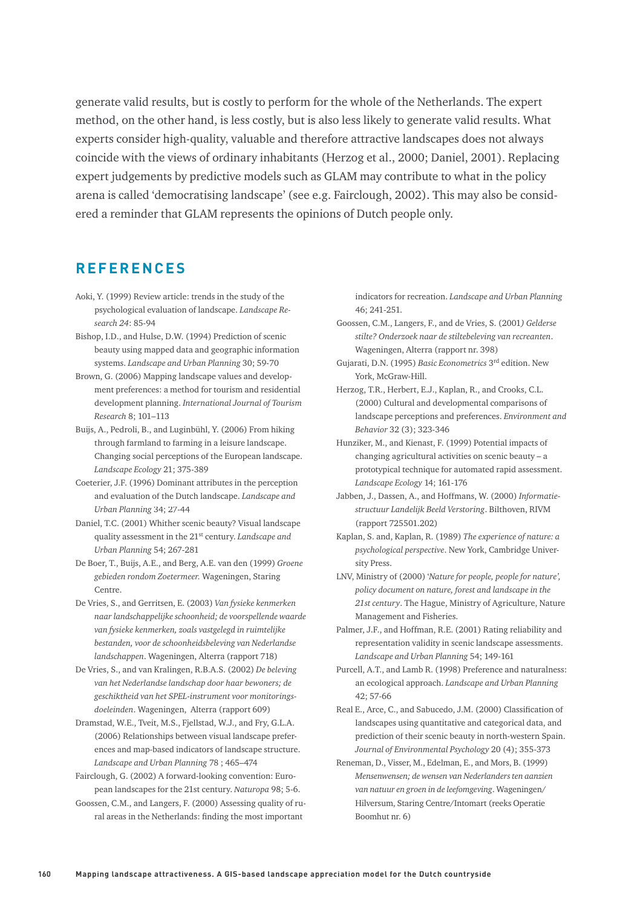generate valid results, but is costly to perform for the whole of the Netherlands. The expert method, on the other hand, is less costly, but is also less likely to generate valid results. What experts consider high-quality, valuable and therefore attractive landscapes does not always coincide with the views of ordinary inhabitants (Herzog et al., 2000; Daniel, 2001). Replacing expert judgements by predictive models such as GLAM may contribute to what in the policy arena is called 'democratising landscape' (see e.g. Fairclough, 2002). This may also be considered a reminder that GLAM represents the opinions of Dutch people only.

## REFERENCES

Aoki, Y. (1999) Review article: trends in the study of the psychological evaluation of landscape. *Landscape Research 24*: 85-94

Bishop, I.D., and Hulse, D.W. (1994) Prediction of scenic beauty using mapped data and geographic information systems. *Landscape and Urban Planning* 30; 59-70

Brown, G. (2006) Mapping landscape values and development preferences: a method for tourism and residential development planning. *International Journal of Tourism Research* 8; 101–113

Buijs, A., Pedroli, B., and Luginbühl, Y. (2006) From hiking through farmland to farming in a leisure landscape. Changing social perceptions of the European landscape. *Landscape Ecology* 21; 375-389

Coeterier, J.F. (1996) Dominant attributes in the perception and evaluation of the Dutch landscape. *Landscape and Urban Planning* 34; 27-44

Daniel, T.C. (2001) Whither scenic beauty? Visual landscape quality assessment in the 21st century. *Landscape and Urban Planning* 54; 267-281

De Boer, T., Buijs, A.E., and Berg, A.E. van den (1999) *Groene gebieden rondom Zoetermeer.* Wageningen, Staring Centre.

De Vries, S., and Gerritsen, E. (2003) *Van fysieke kenmerken naar landschappelijke schoonheid; de voorspellende waarde van fysieke kenmerken, zoals vastgelegd in ruimtelijke bestanden, voor de schoonheidsbeleving van Nederlandse landschappen*. Wageningen, Alterra (rapport 718)

De Vries, S., and van Kralingen, R.B.A.S. (2002) *De beleving van het Nederlandse landschap door haar bewoners; de geschiktheid van het SPEL-instrument voor monitoringsdoeleinden*. Wageningen, Alterra (rapport 609)

Dramstad, W.E., Tveit, M.S., Fjellstad, W.J., and Fry, G.L.A. (2006) Relationships between visual landscape preferences and map-based indicators of landscape structure. *Landscape and Urban Planning* 78 ; 465–474

Fairclough, G. (2002) A forward-looking convention: European landscapes for the 21st century. *Naturopa* 98; 5-6.

Goossen, C.M., and Langers, F. (2000) Assessing quality of rural areas in the Netherlands: finding the most important indicators for recreation. *Landscape and Urban Planning* 46; 241-251.

Goossen, C.M., Langers, F., and de Vries, S. (2001*) Gelderse stilte? Onderzoek naar de stiltebeleving van recreanten*. Wageningen, Alterra (rapport nr. 398)

Gujarati, D.N. (1995) *Basic Econometrics* 3rd edition. New York, McGraw-Hill.

Herzog, T.R., Herbert, E.J., Kaplan, R., and Crooks, C.L. (2000) Cultural and developmental comparisons of landscape perceptions and preferences. *Environment and Behavior* 32 (3); 323-346

Hunziker, M., and Kienast, F. (1999) Potential impacts of changing agricultural activities on scenic beauty – a prototypical technique for automated rapid assessment. *Landscape Ecology* 14; 161-176

Jabben, J., Dassen, A., and Hoffmans, W. (2000) *Informatiestructuur Landelijk Beeld Verstoring*. Bilthoven, RIVM (rapport 725501.202)

Kaplan, S. and Kaplan, R. (1989) *The experience of nature: a psychological perspective*. New York, Cambridge University Press.

LNV, Ministry of (2000) *'Nature for people, people for nature', policy document on nature, forest and landscape in the 21st century*. The Hague, Ministry of Agriculture, Nature Management and Fisheries.

Palmer, J.F., and Hoffman, R.E. (2001) Rating reliability and representation validity in scenic landscape assessments. *Landscape and Urban Planning* 54; 149-161

Purcell, A.T., and Lamb R. (1998) Preference and naturalness: an ecological approach. *Landscape and Urban Planning* 42; 57-66

Real E., Arce, C., and Sabucedo, J.M. (2000) Classification of landscapes using quantitative and categorical data, and prediction of their scenic beauty in north-western Spain. *Journal of Environmental Psychology* 20 (4); 355-373

Reneman, D., Visser, M., Edelman, E., and Mors, B. (1999) *Mensenwensen; de wensen van Nederlanders ten aanzien van natuur en groen in de leefomgeving*. Wageningen/Hilversum, Staring Centre/Intomart (reeks Operatie Boomhut nr. 6)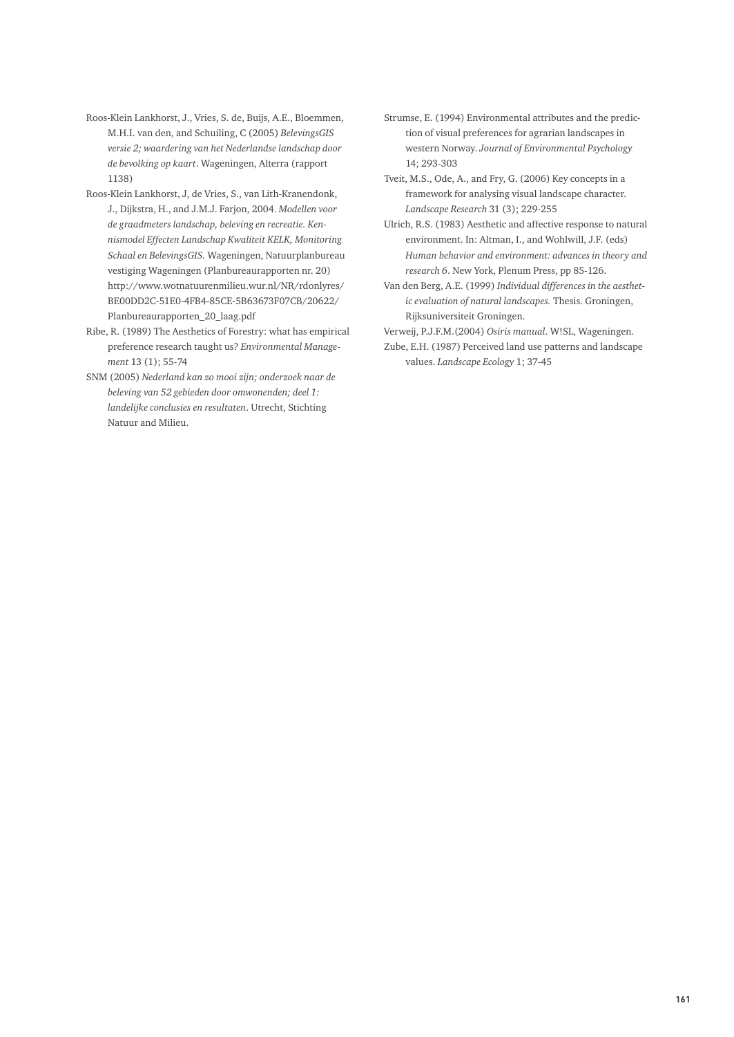Roos-Klein Lankhorst, J., Vries, S. de, Buijs, A.E., Bloemmen, M.H.I. van den, and Schuiling, C (2005) *BelevingsGIS versie 2; waardering van het Nederlandse landschap door de bevolking op kaart*. Wageningen, Alterra (rapport 1138)

Roos-Klein Lankhorst, J, de Vries, S., van Lith-Kranendonk, J., Dijkstra, H., and J.M.J. Farjon, 2004. *Modellen voor de graadmeters landschap, beleving en recreatie. Kennismodel Effecten Landschap Kwaliteit KELK, Monitoring Schaal en BelevingsGIS.* Wageningen, Natuurplanbureau vestiging Wageningen (Planbureaurapporten nr. 20) http://www.wotnatuurenmilieu.wur.nl/NR/rdonlyres/BE00DD2C-51E0-4FB4-85CE-5B63673F07CB/20622/Planbureaurapporten_20_laag.pdf

Ribe, R. (1989) The Aesthetics of Forestry: what has empirical preference research taught us? *Environmental Management* 13 (1); 55-74

SNM (2005) *Nederland kan zo mooi zijn; onderzoek naar de beleving van 52 gebieden door omwonenden; deel 1: landelijke conclusies en resultaten*. Utrecht, Stichting Natuur and Milieu.

Strumse, E. (1994) Environmental attributes and the prediction of visual preferences for agrarian landscapes in western Norway. *Journal of Environmental Psychology* 14; 293-303

Tveit, M.S., Ode, A., and Fry, G. (2006) Key concepts in a framework for analysing visual landscape character. *Landscape Research* 31 (3); 229-255

Ulrich, R.S. (1983) Aesthetic and affective response to natural environment. In: Altman, I., and Wohlwill, J.F. (eds) *Human behavior and environment: advances in theory and research 6*. New York, Plenum Press, pp 85-126.

Van den Berg, A.E. (1999) *Individual differences in the aesthetic evaluation of natural landscapes.* Thesis. Groningen, Rijksuniversiteit Groningen.

Verweij, P.J.F.M.(2004) *Osiris manual*. W!SL, Wageningen.

Zube, E.H. (1987) Perceived land use patterns and landscape values. *Landscape Ecology* 1; 37-45